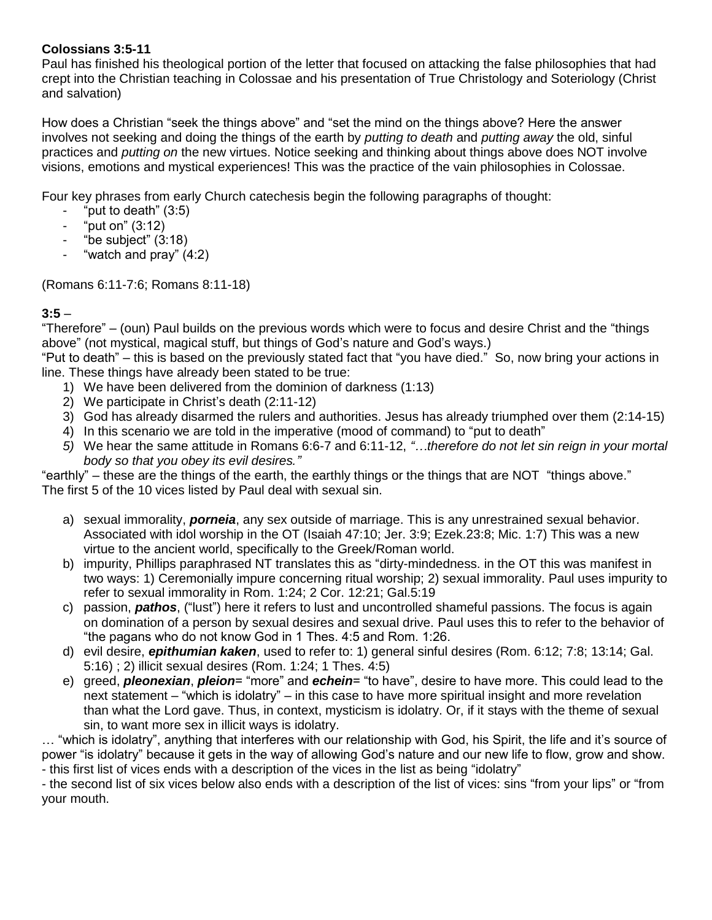**Colossians 3:5-11**

Paul has finished his theological portion of the letter that focused on attacking the false philosophies that had crept into the Christian teaching in Colossae and his presentation of True Christology and Soteriology (Christ and salvation)

How does a Christian "seek the things above" and "set the mind on the things above? Here the answer involves not seeking and doing the things of the earth by *putting to death* and *putting away* the old, sinful practices and *putting on* the new virtues. Notice seeking and thinking about things above does NOT involve visions, emotions and mystical experiences! This was the practice of the vain philosophies in Colossae.

Four key phrases from early Church catechesis begin the following paragraphs of thought:

- "put to death" (3:5)
- "put on" (3:12)
- "be subject" (3:18)
- "watch and pray" (4:2)

(Romans 6:11-7:6; Romans 8:11-18)

**3:5** –

"Therefore" – (oun) Paul builds on the previous words which were to focus and desire Christ and the "things above" (not mystical, magical stuff, but things of God's nature and God's ways.)

"Put to death" – this is based on the previously stated fact that "you have died." So, now bring your actions in line. These things have already been stated to be true:

1) We have been delivered from the dominion of darkness (1:13)
2) We participate in Christ's death (2:11-12)
3) God has already disarmed the rulers and authorities. Jesus has already triumphed over them (2:14-15)
4) In this scenario we are told in the imperative (mood of command) to "put to death"
5) We hear the same attitude in Romans 6:6-7 and 6:11-12, *"…therefore do not let sin reign in your mortal body so that you obey its evil desires."*

"earthly" – these are the things of the earth, the earthly things or the things that are NOT "things above."
The first 5 of the 10 vices listed by Paul deal with sexual sin.

a) sexual immorality, ***porneia***, any sex outside of marriage. This is any unrestrained sexual behavior. Associated with idol worship in the OT (Isaiah 47:10; Jer. 3:9; Ezek.23:8; Mic. 1:7) This was a new virtue to the ancient world, specifically to the Greek/Roman world.
b) impurity, Phillips paraphrased NT translates this as "dirty-mindedness. in the OT this was manifest in two ways: 1) Ceremonially impure concerning ritual worship; 2) sexual immorality. Paul uses impurity to refer to sexual immorality in Rom. 1:24; 2 Cor. 12:21; Gal.5:19
c) passion, ***pathos***, ("lust") here it refers to lust and uncontrolled shameful passions. The focus is again on domination of a person by sexual desires and sexual drive. Paul uses this to refer to the behavior of "the pagans who do not know God in 1 Thes. 4:5 and Rom. 1:26.
d) evil desire, ***epithumian kaken***, used to refer to: 1) general sinful desires (Rom. 6:12; 7:8; 13:14; Gal. 5:16) ; 2) illicit sexual desires (Rom. 1:24; 1 Thes. 4:5)
e) greed, ***pleonexian***, ***pleion***= "more" and ***echein***= "to have", desire to have more. This could lead to the next statement – "which is idolatry" – in this case to have more spiritual insight and more revelation than what the Lord gave. Thus, in context, mysticism is idolatry. Or, if it stays with the theme of sexual sin, to want more sex in illicit ways is idolatry.

… "which is idolatry", anything that interferes with our relationship with God, his Spirit, the life and it's source of power "is idolatry" because it gets in the way of allowing God's nature and our new life to flow, grow and show.
- this first list of vices ends with a description of the vices in the list as being "idolatry"
- the second list of six vices below also ends with a description of the list of vices: sins "from your lips" or "from your mouth.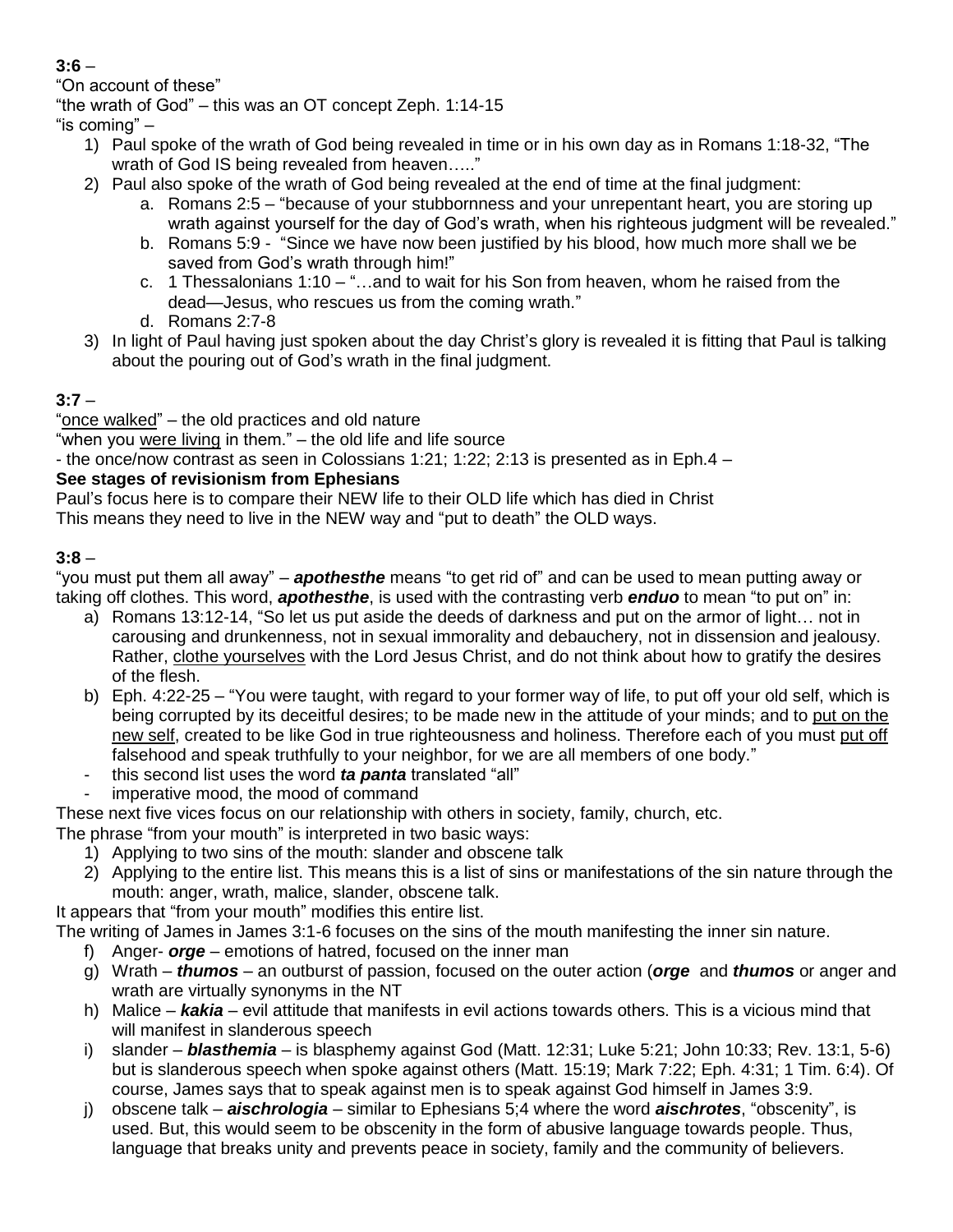**3:6** –

"On account of these"

"the wrath of God" – this was an OT concept Zeph. 1:14-15

"is coming" –

1) Paul spoke of the wrath of God being revealed in time or in his own day as in Romans 1:18-32, "The wrath of God IS being revealed from heaven….."
2) Paul also spoke of the wrath of God being revealed at the end of time at the final judgment:
    a. Romans 2:5 – "because of your stubbornness and your unrepentant heart, you are storing up wrath against yourself for the day of God's wrath, when his righteous judgment will be revealed."
    b. Romans 5:9 - "Since we have now been justified by his blood, how much more shall we be saved from God's wrath through him!"
    c. 1 Thessalonians 1:10 – "…and to wait for his Son from heaven, whom he raised from the dead—Jesus, who rescues us from the coming wrath."
    d. Romans 2:7-8
3) In light of Paul having just spoken about the day Christ's glory is revealed it is fitting that Paul is talking about the pouring out of God's wrath in the final judgment.

**3:7** –

"once walked" – the old practices and old nature

"when you were living in them." – the old life and life source

- the once/now contrast as seen in Colossians 1:21; 1:22; 2:13 is presented as in Eph.4 –

**See stages of revisionism from Ephesians**

Paul's focus here is to compare their NEW life to their OLD life which has died in Christ

This means they need to live in the NEW way and "put to death" the OLD ways.

**3:8** –

"you must put them all away" – ***apothesthe*** means "to get rid of" and can be used to mean putting away or taking off clothes. This word, ***apothesthe***, is used with the contrasting verb ***enduo*** to mean "to put on" in:

a) Romans 13:12-14, "So let us put aside the deeds of darkness and put on the armor of light… not in carousing and drunkenness, not in sexual immorality and debauchery, not in dissension and jealousy. Rather, clothe yourselves with the Lord Jesus Christ, and do not think about how to gratify the desires of the flesh.
b) Eph. 4:22-25 – "You were taught, with regard to your former way of life, to put off your old self, which is being corrupted by its deceitful desires; to be made new in the attitude of your minds; and to put on the new self, created to be like God in true righteousness and holiness. Therefore each of you must put off falsehood and speak truthfully to your neighbor, for we are all members of one body."

- this second list uses the word ***ta panta*** translated "all"
- imperative mood, the mood of command

These next five vices focus on our relationship with others in society, family, church, etc.

The phrase "from your mouth" is interpreted in two basic ways:

1) Applying to two sins of the mouth: slander and obscene talk
2) Applying to the entire list. This means this is a list of sins or manifestations of the sin nature through the mouth: anger, wrath, malice, slander, obscene talk.

It appears that "from your mouth" modifies this entire list.

The writing of James in James 3:1-6 focuses on the sins of the mouth manifesting the inner sin nature.

f) Anger- ***orge*** – emotions of hatred, focused on the inner man
g) Wrath – ***thumos*** – an outburst of passion, focused on the outer action (***orge*** and ***thumos*** or anger and wrath are virtually synonyms in the NT
h) Malice – ***kakia*** – evil attitude that manifests in evil actions towards others. This is a vicious mind that will manifest in slanderous speech
i) slander – ***blasthemia*** – is blasphemy against God (Matt. 12:31; Luke 5:21; John 10:33; Rev. 13:1, 5-6) but is slanderous speech when spoke against others (Matt. 15:19; Mark 7:22; Eph. 4:31; 1 Tim. 6:4). Of course, James says that to speak against men is to speak against God himself in James 3:9.
j) obscene talk – ***aischrologia*** – similar to Ephesians 5;4 where the word ***aischrotes***, "obscenity", is used. But, this would seem to be obscenity in the form of abusive language towards people. Thus, language that breaks unity and prevents peace in society, family and the community of believers.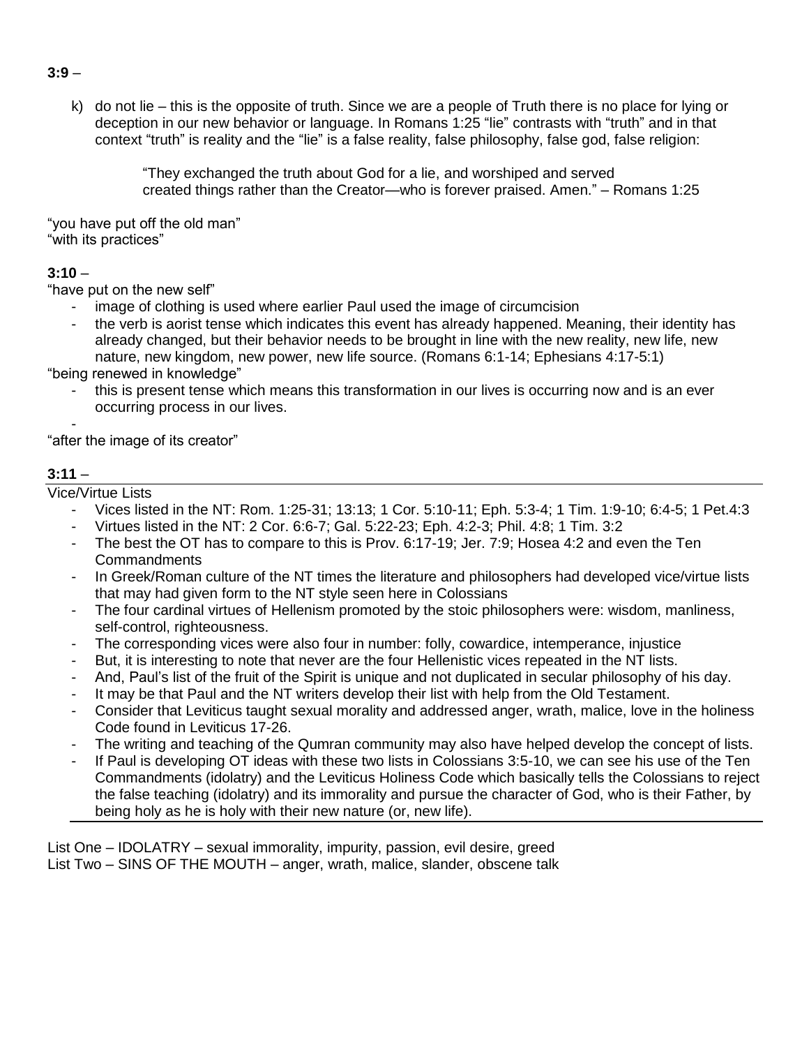**3:9** –

k) do not lie – this is the opposite of truth. Since we are a people of Truth there is no place for lying or deception in our new behavior or language. In Romans 1:25 "lie" contrasts with "truth" and in that context "truth" is reality and the "lie" is a false reality, false philosophy, false god, false religion:

> "They exchanged the truth about God for a lie, and worshiped and served created things rather than the Creator—who is forever praised. Amen." – Romans 1:25

"you have put off the old man"
"with its practices"

**3:10** –

"have put on the new self"

- image of clothing is used where earlier Paul used the image of circumcision
- the verb is aorist tense which indicates this event has already happened. Meaning, their identity has already changed, but their behavior needs to be brought in line with the new reality, new life, new nature, new kingdom, new power, new life source. (Romans 6:1-14; Ephesians 4:17-5:1)

"being renewed in knowledge"

- this is present tense which means this transformation in our lives is occurring now and is an ever occurring process in our lives.
-

"after the image of its creator"

**3:11** –

Vice/Virtue Lists

- Vices listed in the NT: Rom. 1:25-31; 13:13; 1 Cor. 5:10-11; Eph. 5:3-4; 1 Tim. 1:9-10; 6:4-5; 1 Pet.4:3
- Virtues listed in the NT: 2 Cor. 6:6-7; Gal. 5:22-23; Eph. 4:2-3; Phil. 4:8; 1 Tim. 3:2
- The best the OT has to compare to this is Prov. 6:17-19; Jer. 7:9; Hosea 4:2 and even the Ten Commandments
- In Greek/Roman culture of the NT times the literature and philosophers had developed vice/virtue lists that may had given form to the NT style seen here in Colossians
- The four cardinal virtues of Hellenism promoted by the stoic philosophers were: wisdom, manliness, self-control, righteousness.
- The corresponding vices were also four in number: folly, cowardice, intemperance, injustice
- But, it is interesting to note that never are the four Hellenistic vices repeated in the NT lists.
- And, Paul's list of the fruit of the Spirit is unique and not duplicated in secular philosophy of his day.
- It may be that Paul and the NT writers develop their list with help from the Old Testament.
- Consider that Leviticus taught sexual morality and addressed anger, wrath, malice, love in the holiness Code found in Leviticus 17-26.
- The writing and teaching of the Qumran community may also have helped develop the concept of lists.
- If Paul is developing OT ideas with these two lists in Colossians 3:5-10, we can see his use of the Ten Commandments (idolatry) and the Leviticus Holiness Code which basically tells the Colossians to reject the false teaching (idolatry) and its immorality and pursue the character of God, who is their Father, by being holy as he is holy with their new nature (or, new life).

List One – IDOLATRY – sexual immorality, impurity, passion, evil desire, greed
List Two – SINS OF THE MOUTH – anger, wrath, malice, slander, obscene talk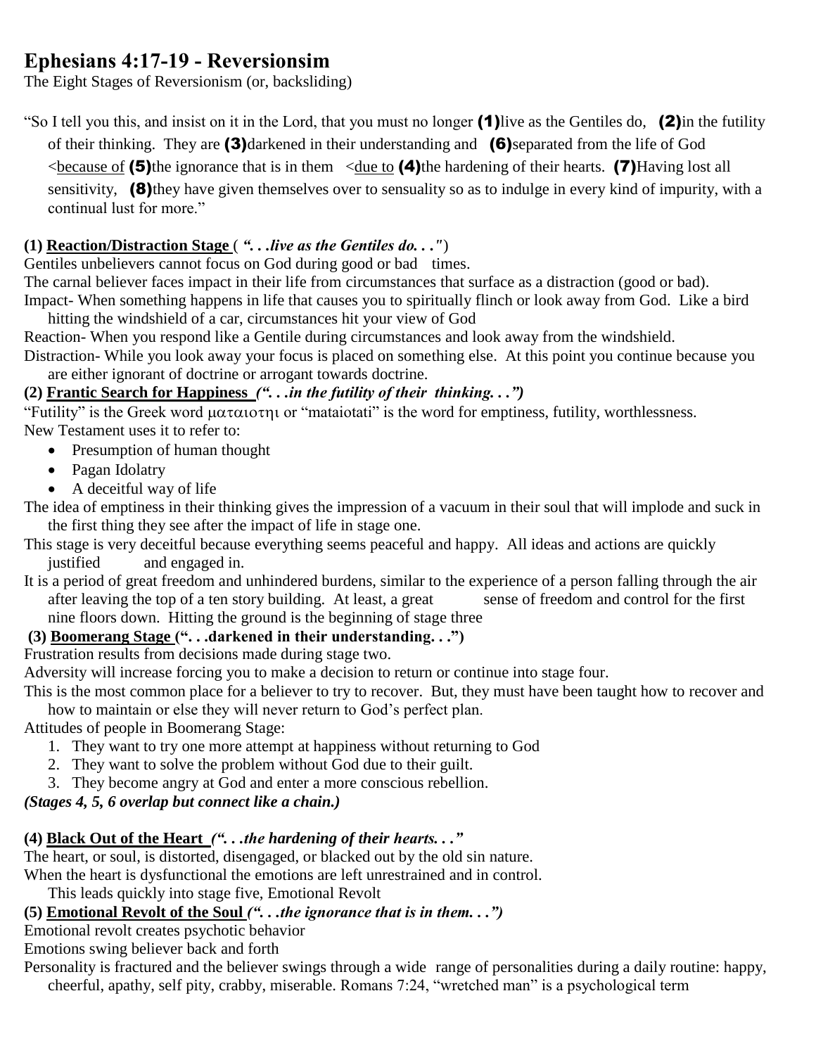# Ephesians 4:17-19 - Reversionsim

The Eight Stages of Reversionism (or, backsliding)

"So I tell you this, and insist on it in the Lord, that you must no longer **(1)** live as the Gentiles do, **(2)** in the futility of their thinking. They are **(3)** darkened in their understanding and **(6)** separated from the life of God <<u>because of</u> **(5)** the ignorance that is in them <<u>due to</u> **(4)** the hardening of their hearts. **(7)** Having lost all sensitivity, **(8)** they have given themselves over to sensuality so as to indulge in every kind of impurity, with a continual lust for more."

**(1) <u>Reaction/Distraction Stage</u>** ( ***". . .live as the Gentiles do. . ."*** )

Gentiles unbelievers cannot focus on God during good or bad times.

The carnal believer faces impact in their life from circumstances that surface as a distraction (good or bad).

Impact- When something happens in life that causes you to spiritually flinch or look away from God. Like a bird hitting the windshield of a car, circumstances hit your view of God

Reaction- When you respond like a Gentile during circumstances and look away from the windshield.

Distraction- While you look away your focus is placed on something else. At this point you continue because you are either ignorant of doctrine or arrogant towards doctrine.

**(2) <u>Frantic Search for Happiness</u>** ***(". . .in the futility of their thinking. . .")***

"Futility" is the Greek word ματαιοτηι or "mataiotati" is the word for emptiness, futility, worthlessness.

New Testament uses it to refer to:

- Presumption of human thought
- Pagan Idolatry
- A deceitful way of life

The idea of emptiness in their thinking gives the impression of a vacuum in their soul that will implode and suck in the first thing they see after the impact of life in stage one.

This stage is very deceitful because everything seems peaceful and happy. All ideas and actions are quickly justified and engaged in.

It is a period of great freedom and unhindered burdens, similar to the experience of a person falling through the air after leaving the top of a ten story building. At least, a great sense of freedom and control for the first nine floors down. Hitting the ground is the beginning of stage three

**(3) <u>Boomerang Stage</u> (". . .darkened in their understanding. . .")**

Frustration results from decisions made during stage two.

Adversity will increase forcing you to make a decision to return or continue into stage four.

This is the most common place for a believer to try to recover. But, they must have been taught how to recover and how to maintain or else they will never return to God's perfect plan.

Attitudes of people in Boomerang Stage:

1. They want to try one more attempt at happiness without returning to God
2. They want to solve the problem without God due to their guilt.
3. They become angry at God and enter a more conscious rebellion.

***(Stages 4, 5, 6 overlap but connect like a chain.)***

**(4) <u>Black Out of the Heart</u>** ***(". . .the hardening of their hearts. . ."***

The heart, or soul, is distorted, disengaged, or blacked out by the old sin nature.

When the heart is dysfunctional the emotions are left unrestrained and in control.

This leads quickly into stage five, Emotional Revolt

**(5) <u>Emotional Revolt of the Soul</u>** ***(". . .the ignorance that is in them. . .")***

Emotional revolt creates psychotic behavior

Emotions swing believer back and forth

Personality is fractured and the believer swings through a wide range of personalities during a daily routine: happy, cheerful, apathy, self pity, crabby, miserable. Romans 7:24, "wretched man" is a psychological term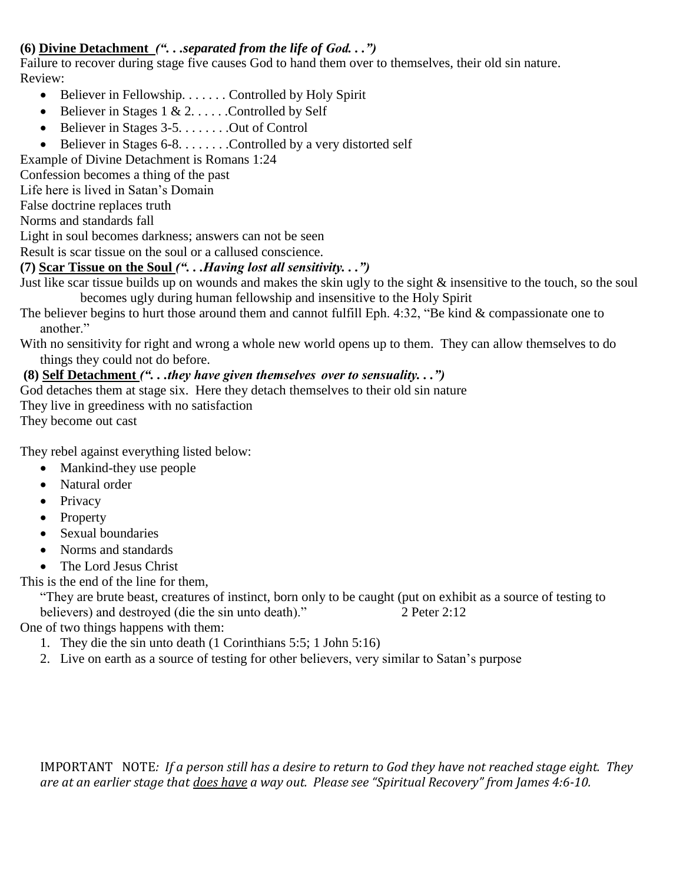**(6) Divine Detachment** ***(". . .separated from the life of God. . .")***

Failure to recover during stage five causes God to hand them over to themselves, their old sin nature.

Review:

- Believer in Fellowship. . . . . . . Controlled by Holy Spirit
- Believer in Stages 1 & 2. . . . . .Controlled by Self
- Believer in Stages 3-5. . . . . . . .Out of Control
- Believer in Stages 6-8. . . . . . . .Controlled by a very distorted self

Example of Divine Detachment is Romans 1:24

Confession becomes a thing of the past

Life here is lived in Satan's Domain

False doctrine replaces truth

Norms and standards fall

Light in soul becomes darkness; answers can not be seen

Result is scar tissue on the soul or a callused conscience.

**(7) Scar Tissue on the Soul** ***(". . .Having lost all sensitivity. . .")***

Just like scar tissue builds up on wounds and makes the skin ugly to the sight & insensitive to the touch, so the soul becomes ugly during human fellowship and insensitive to the Holy Spirit

The believer begins to hurt those around them and cannot fulfill Eph. 4:32, "Be kind & compassionate one to another."

With no sensitivity for right and wrong a whole new world opens up to them. They can allow themselves to do things they could not do before.

**(8) Self Detachment** ***(". . .they have given themselves over to sensuality. . .")***

God detaches them at stage six. Here they detach themselves to their old sin nature

They live in greediness with no satisfaction

They become out cast

They rebel against everything listed below:

- Mankind-they use people
- Natural order
- Privacy
- Property
- Sexual boundaries
- Norms and standards
- The Lord Jesus Christ

This is the end of the line for them,

"They are brute beast, creatures of instinct, born only to be caught (put on exhibit as a source of testing to believers) and destroyed (die the sin unto death)." 2 Peter 2:12

One of two things happens with them:

1. They die the sin unto death (1 Corinthians 5:5; 1 John 5:16)
2. Live on earth as a source of testing for other believers, very similar to Satan's purpose

IMPORTANT NOTE*: If a person still has a desire to return to God they have not reached stage eight. They are at an earlier stage that <u>does have</u> a way out. Please see "Spiritual Recovery" from James 4:6-10.*